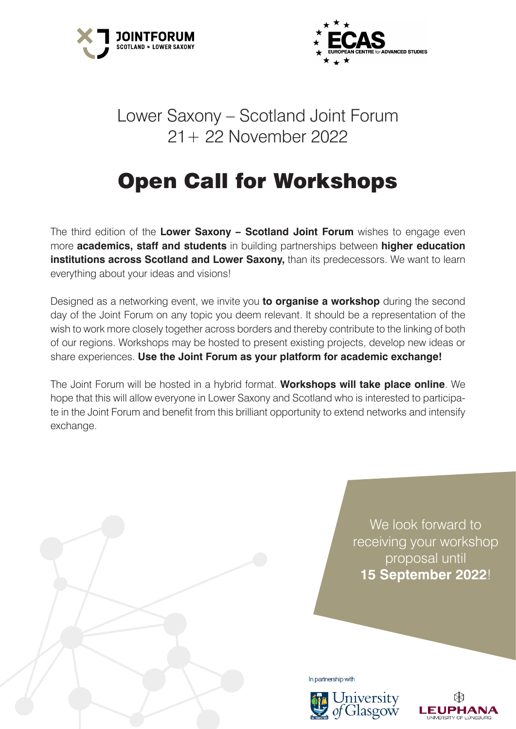JOINTFORUM
SCOTLAND × LOWER SAXONY

ECAS
EUROPEAN CENTRE for ADVANCED STUDIES

Lower Saxony – Scotland Joint Forum
21+ 22 November 2022

# Open Call for Workshops

The third edition of the **Lower Saxony – Scotland Joint Forum** wishes to engage even more **academics, staff and students** in building partnerships between **higher education institutions across Scotland and Lower Saxony,** than its predecessors. We want to learn everything about your ideas and visions!

Designed as a networking event, we invite you **to organise a workshop** during the second day of the Joint Forum on any topic you deem relevant. It should be a representation of the wish to work more closely together across borders and thereby contribute to the linking of both of our regions. Workshops may be hosted to present existing projects, develop new ideas or share experiences. **Use the Joint Forum as your platform for academic exchange!**

The Joint Forum will be hosted in a hybrid format. **Workshops will take place online**. We hope that this will allow everyone in Lower Saxony and Scotland who is interested to participate in the Joint Forum and benefit from this brilliant opportunity to extend networks and intensify exchange.

We look forward to receiving your workshop proposal until **15 September 2022**!

In partnership with

University of Glasgow

LEUPHANA UNIVERSITY OF LÜNEBURG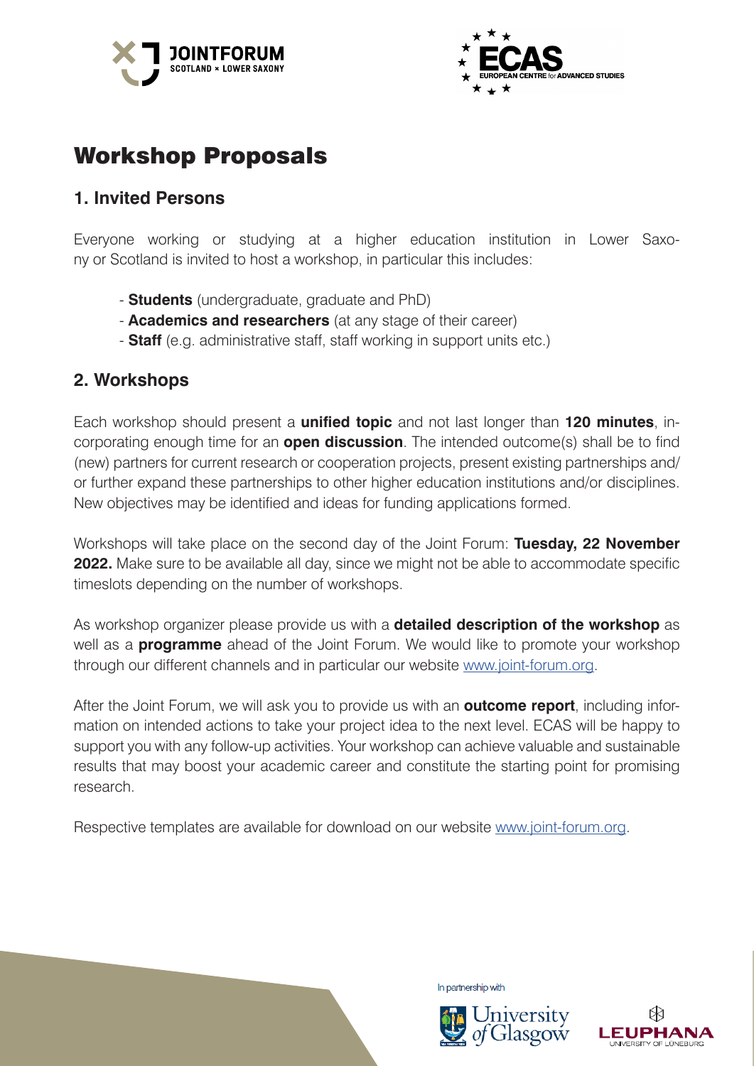# Workshop Proposals

## 1. Invited Persons

Everyone working or studying at a higher education institution in Lower Saxony or Scotland is invited to host a workshop, in particular this includes:

- **Students** (undergraduate, graduate and PhD)
- **Academics and researchers** (at any stage of their career)
- **Staff** (e.g. administrative staff, staff working in support units etc.)

## 2. Workshops

Each workshop should present a **unified topic** and not last longer than **120 minutes**, incorporating enough time for an **open discussion**. The intended outcome(s) shall be to find (new) partners for current research or cooperation projects, present existing partnerships and/or further expand these partnerships to other higher education institutions and/or disciplines. New objectives may be identified and ideas for funding applications formed.

Workshops will take place on the second day of the Joint Forum: **Tuesday, 22 November 2022.** Make sure to be available all day, since we might not be able to accommodate specific timeslots depending on the number of workshops.

As workshop organizer please provide us with a **detailed description of the workshop** as well as a **programme** ahead of the Joint Forum. We would like to promote your workshop through our different channels and in particular our website www.joint-forum.org.

After the Joint Forum, we will ask you to provide us with an **outcome report**, including information on intended actions to take your project idea to the next level. ECAS will be happy to support you with any follow-up activities. Your workshop can achieve valuable and sustainable results that may boost your academic career and constitute the starting point for promising research.

Respective templates are available for download on our website www.joint-forum.org.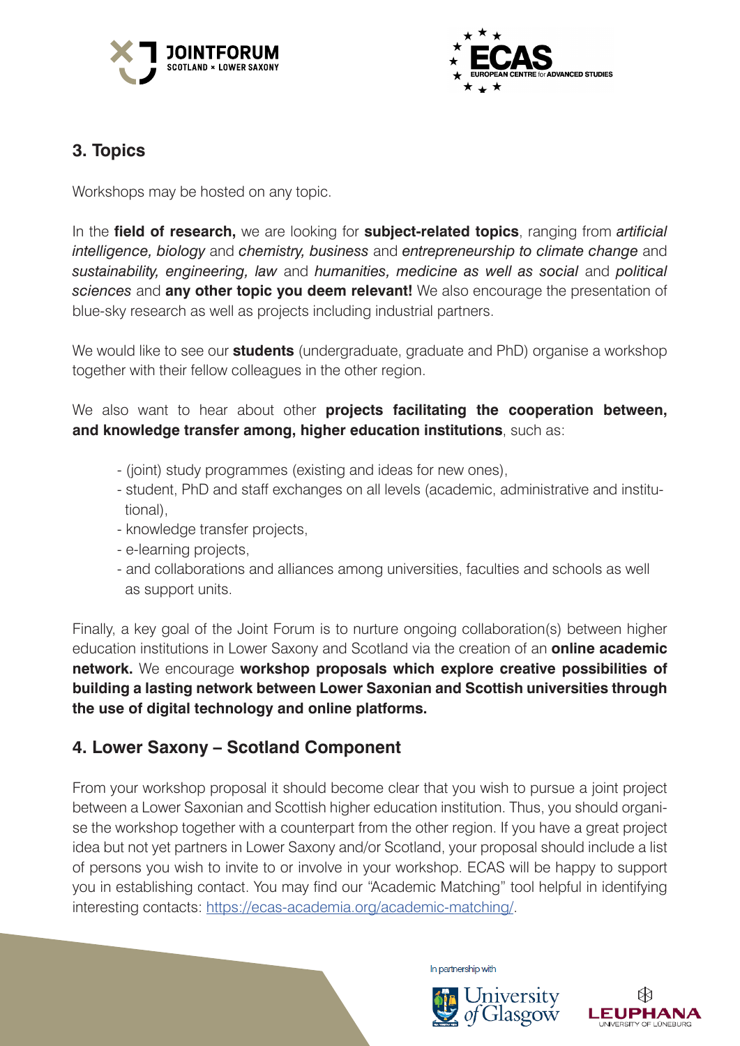## 3. Topics

Workshops may be hosted on any topic.

In the **field of research,** we are looking for **subject-related topics**, ranging from *artificial intelligence, biology* and *chemistry, business* and *entrepreneurship to climate change* and *sustainability, engineering, law* and *humanities, medicine as well as social* and *political sciences* and **any other topic you deem relevant!** We also encourage the presentation of blue-sky research as well as projects including industrial partners.

We would like to see our **students** (undergraduate, graduate and PhD) organise a workshop together with their fellow colleagues in the other region.

We also want to hear about other **projects facilitating the cooperation between, and knowledge transfer among, higher education institutions**, such as:

- (joint) study programmes (existing and ideas for new ones),
- student, PhD and staff exchanges on all levels (academic, administrative and institutional),
- knowledge transfer projects,
- e-learning projects,
- and collaborations and alliances among universities, faculties and schools as well as support units.

Finally, a key goal of the Joint Forum is to nurture ongoing collaboration(s) between higher education institutions in Lower Saxony and Scotland via the creation of an **online academic network.** We encourage **workshop proposals which explore creative possibilities of building a lasting network between Lower Saxonian and Scottish universities through the use of digital technology and online platforms.**

## 4. Lower Saxony – Scotland Component

From your workshop proposal it should become clear that you wish to pursue a joint project between a Lower Saxonian and Scottish higher education institution. Thus, you should organise the workshop together with a counterpart from the other region. If you have a great project idea but not yet partners in Lower Saxony and/or Scotland, your proposal should include a list of persons you wish to invite to or involve in your workshop. ECAS will be happy to support you in establishing contact. You may find our "Academic Matching" tool helpful in identifying interesting contacts: https://ecas-academia.org/academic-matching/.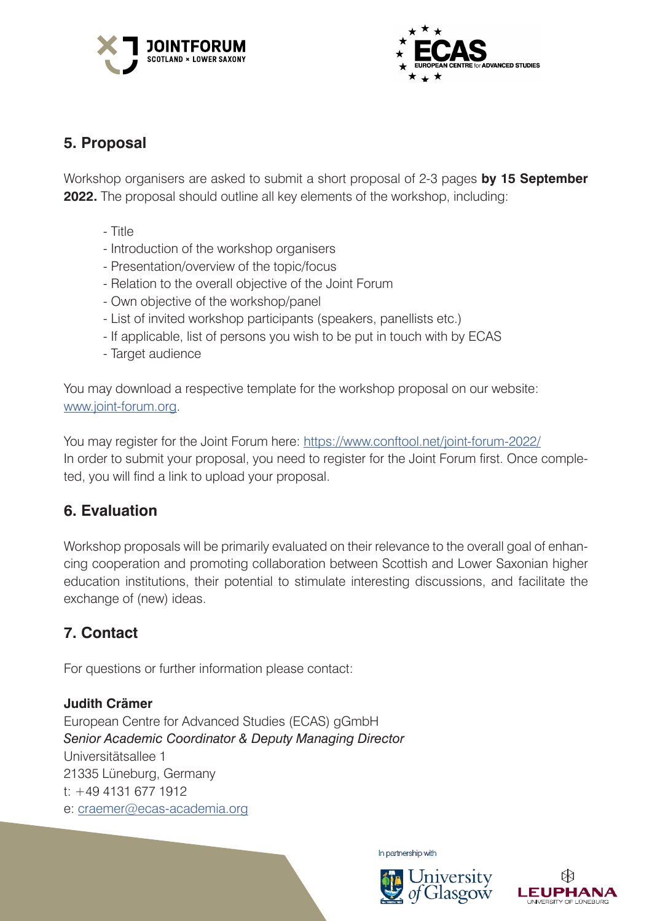## 5. Proposal

Workshop organisers are asked to submit a short proposal of 2-3 pages **by 15 September 2022.** The proposal should outline all key elements of the workshop, including:

- Title
- Introduction of the workshop organisers
- Presentation/overview of the topic/focus
- Relation to the overall objective of the Joint Forum
- Own objective of the workshop/panel
- List of invited workshop participants (speakers, panellists etc.)
- If applicable, list of persons you wish to be put in touch with by ECAS
- Target audience

You may download a respective template for the workshop proposal on our website: www.joint-forum.org.

You may register for the Joint Forum here: https://www.conftool.net/joint-forum-2022/
In order to submit your proposal, you need to register for the Joint Forum first. Once completed, you will find a link to upload your proposal.

## 6. Evaluation

Workshop proposals will be primarily evaluated on their relevance to the overall goal of enhancing cooperation and promoting collaboration between Scottish and Lower Saxonian higher education institutions, their potential to stimulate interesting discussions, and facilitate the exchange of (new) ideas.

## 7. Contact

For questions or further information please contact:

**Judith Crämer**
European Centre for Advanced Studies (ECAS) gGmbH
*Senior Academic Coordinator & Deputy Managing Director*
Universitätsallee 1
21335 Lüneburg, Germany
t: +49 4131 677 1912
e: craemer@ecas-academia.org

In partnership with